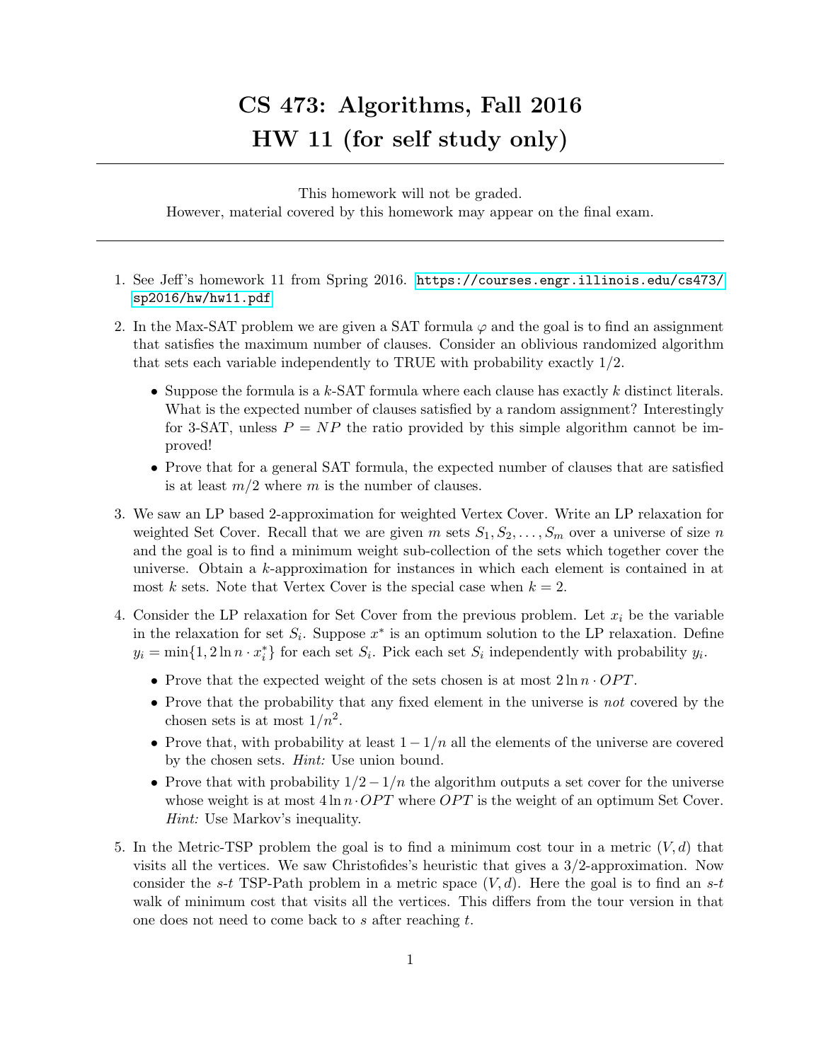# CS 473: Algorithms, Fall 2016
# HW 11 (for self study only)

---

This homework will not be graded.
However, material covered by this homework may appear on the final exam.

---

1. See Jeff's homework 11 from Spring 2016. https://courses.engr.illinois.edu/cs473/sp2016/hw/hw11.pdf

2. In the Max-SAT problem we are given a SAT formula $\varphi$ and the goal is to find an assignment that satisfies the maximum number of clauses. Consider an oblivious randomized algorithm that sets each variable independently to TRUE with probability exactly 1/2.

   - Suppose the formula is a $k$-SAT formula where each clause has exactly $k$ distinct literals. What is the expected number of clauses satisfied by a random assignment? Interestingly for 3-SAT, unless $P = NP$ the ratio provided by this simple algorithm cannot be improved!
   - Prove that for a general SAT formula, the expected number of clauses that are satisfied is at least $m/2$ where $m$ is the number of clauses.

3. We saw an LP based 2-approximation for weighted Vertex Cover. Write an LP relaxation for weighted Set Cover. Recall that we are given $m$ sets $S_1, S_2, \ldots, S_m$ over a universe of size $n$ and the goal is to find a minimum weight sub-collection of the sets which together cover the universe. Obtain a $k$-approximation for instances in which each element is contained in at most $k$ sets. Note that Vertex Cover is the special case when $k = 2$.

4. Consider the LP relaxation for Set Cover from the previous problem. Let $x_i$ be the variable in the relaxation for set $S_i$. Suppose $x^*$ is an optimum solution to the LP relaxation. Define $y_i = \min\{1, 2 \ln n \cdot x_i^*\}$ for each set $S_i$. Pick each set $S_i$ independently with probability $y_i$.

   - Prove that the expected weight of the sets chosen is at most $2 \ln n \cdot OPT$.
   - Prove that the probability that any fixed element in the universe is *not* covered by the chosen sets is at most $1/n^2$.
   - Prove that, with probability at least $1 - 1/n$ all the elements of the universe are covered by the chosen sets. *Hint:* Use union bound.
   - Prove that with probability $1/2 - 1/n$ the algorithm outputs a set cover for the universe whose weight is at most $4 \ln n \cdot OPT$ where $OPT$ is the weight of an optimum Set Cover. *Hint:* Use Markov's inequality.

5. In the Metric-TSP problem the goal is to find a minimum cost tour in a metric $(V, d)$ that visits all the vertices. We saw Christofides's heuristic that gives a 3/2-approximation. Now consider the $s$-$t$ TSP-Path problem in a metric space $(V, d)$. Here the goal is to find an $s$-$t$ walk of minimum cost that visits all the vertices. This differs from the tour version in that one does not need to come back to $s$ after reaching $t$.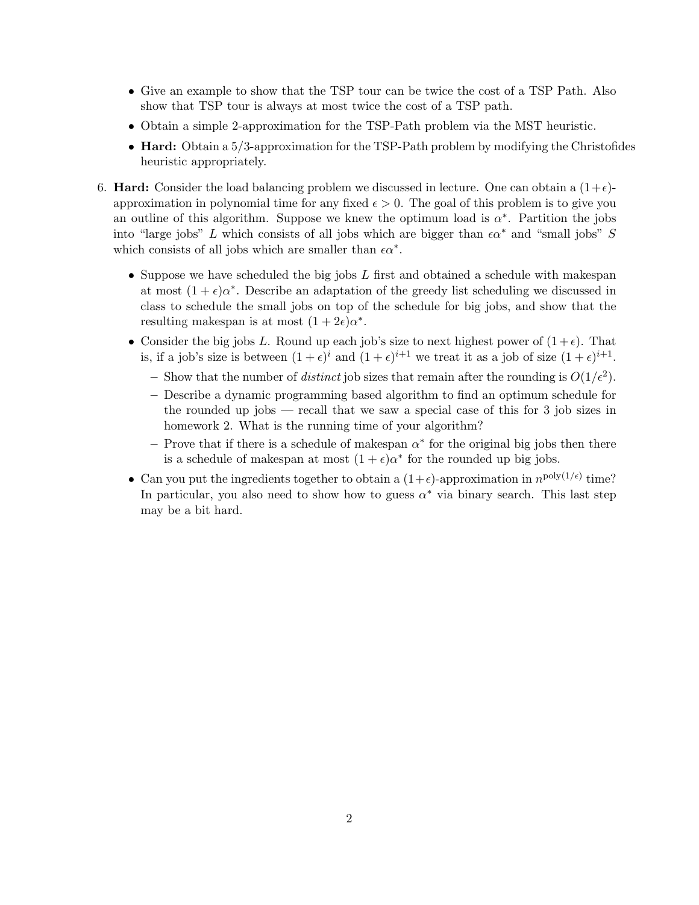- Give an example to show that the TSP tour can be twice the cost of a TSP Path. Also show that TSP tour is always at most twice the cost of a TSP path.
- Obtain a simple 2-approximation for the TSP-Path problem via the MST heuristic.
- **Hard:** Obtain a 5/3-approximation for the TSP-Path problem by modifying the Christofides heuristic appropriately.

6. **Hard:** Consider the load balancing problem we discussed in lecture. One can obtain a $(1+\epsilon)$-approximation in polynomial time for any fixed $\epsilon > 0$. The goal of this problem is to give you an outline of this algorithm. Suppose we knew the optimum load is $\alpha^*$. Partition the jobs into "large jobs" $L$ which consists of all jobs which are bigger than $\epsilon\alpha^*$ and "small jobs" $S$ which consists of all jobs which are smaller than $\epsilon\alpha^*$.

   - Suppose we have scheduled the big jobs $L$ first and obtained a schedule with makespan at most $(1+\epsilon)\alpha^*$. Describe an adaptation of the greedy list scheduling we discussed in class to schedule the small jobs on top of the schedule for big jobs, and show that the resulting makespan is at most $(1+2\epsilon)\alpha^*$.
   - Consider the big jobs $L$. Round up each job's size to next highest power of $(1+\epsilon)$. That is, if a job's size is between $(1+\epsilon)^i$ and $(1+\epsilon)^{i+1}$ we treat it as a job of size $(1+\epsilon)^{i+1}$.
     - Show that the number of *distinct* job sizes that remain after the rounding is $O(1/\epsilon^2)$.
     - Describe a dynamic programming based algorithm to find an optimum schedule for the rounded up jobs — recall that we saw a special case of this for 3 job sizes in homework 2. What is the running time of your algorithm?
     - Prove that if there is a schedule of makespan $\alpha^*$ for the original big jobs then there is a schedule of makespan at most $(1+\epsilon)\alpha^*$ for the rounded up big jobs.
   - Can you put the ingredients together to obtain a $(1+\epsilon)$-approximation in $n^{\text{poly}(1/\epsilon)}$ time? In particular, you also need to show how to guess $\alpha^*$ via binary search. This last step may be a bit hard.